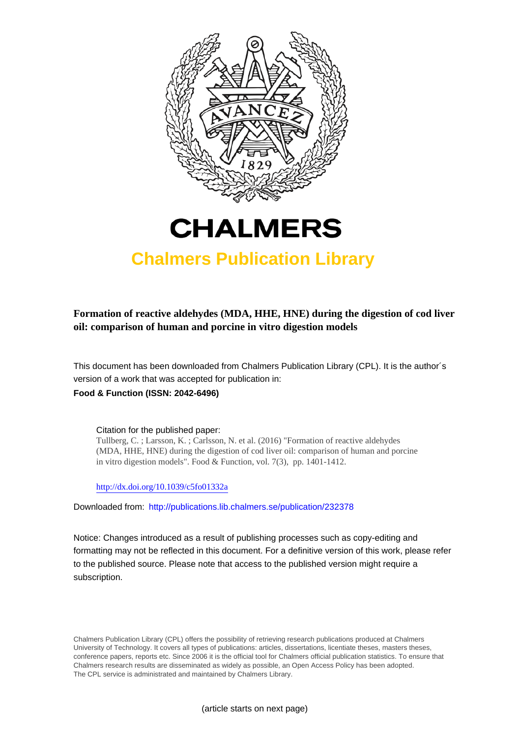# CHALMERS

## Chalmers Publication Library

**Formation of reactive aldehydes (MDA, HHE, HNE) during the digestion of cod liver oil: comparison of human and porcine in vitro digestion models**

This document has been downloaded from Chalmers Publication Library (CPL). It is the author´s version of a work that was accepted for publication in:

**Food & Function (ISSN: 2042-6496)**

Citation for the published paper:
Tullberg, C. ; Larsson, K. ; Carlsson, N. et al. (2016) "Formation of reactive aldehydes (MDA, HHE, HNE) during the digestion of cod liver oil: comparison of human and porcine in vitro digestion models". Food & Function, vol. 7(3), pp. 1401-1412.

http://dx.doi.org/10.1039/c5fo01332a

Downloaded from: http://publications.lib.chalmers.se/publication/232378

Notice: Changes introduced as a result of publishing processes such as copy-editing and formatting may not be reflected in this document. For a definitive version of this work, please refer to the published source. Please note that access to the published version might require a subscription.

Chalmers Publication Library (CPL) offers the possibility of retrieving research publications produced at Chalmers University of Technology. It covers all types of publications: articles, dissertations, licentiate theses, masters theses, conference papers, reports etc. Since 2006 it is the official tool for Chalmers official publication statistics. To ensure that Chalmers research results are disseminated as widely as possible, an Open Access Policy has been adopted. The CPL service is administrated and maintained by Chalmers Library.

(article starts on next page)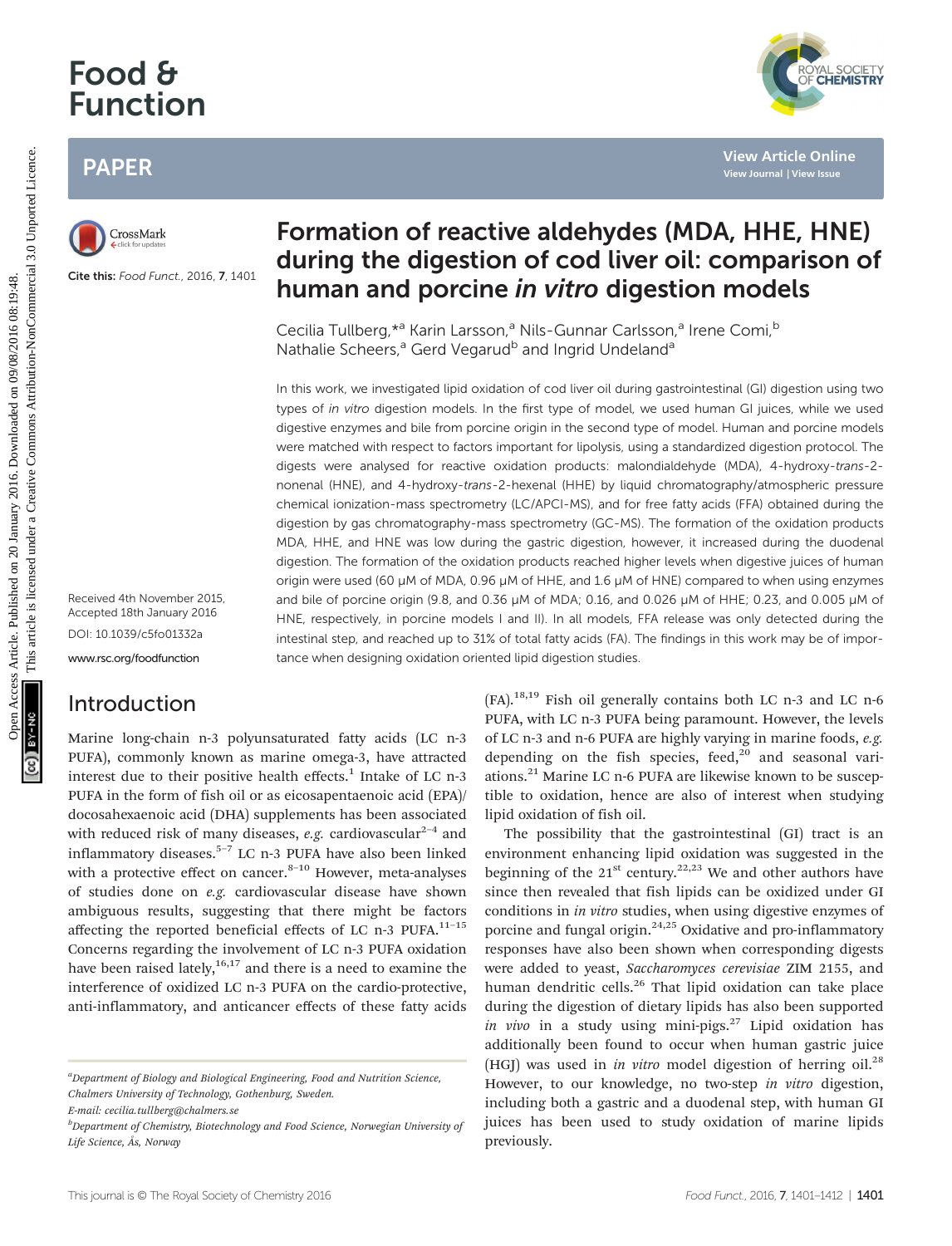# Food & Function

## PAPER

Cite this: *Food Funct.*, 2016, **7**, 1401

# Formation of reactive aldehydes (MDA, HHE, HNE) during the digestion of cod liver oil: comparison of human and porcine *in vitro* digestion models

Cecilia Tullberg,*[a] Karin Larsson,[a] Nils-Gunnar Carlsson,[a] Irene Comi,[b] Nathalie Scheers,[a] Gerd Vegarud[b] and Ingrid Undeland[a]

Received 4th November 2015, Accepted 18th January 2016

DOI: 10.1039/c5fo01332a

www.rsc.org/foodfunction

In this work, we investigated lipid oxidation of cod liver oil during gastrointestinal (GI) digestion using two types of *in vitro* digestion models. In the first type of model, we used human GI juices, while we used digestive enzymes and bile from porcine origin in the second type of model. Human and porcine models were matched with respect to factors important for lipolysis, using a standardized digestion protocol. The digests were analysed for reactive oxidation products: malondialdehyde (MDA), 4-hydroxy-*trans*-2-nonenal (HNE), and 4-hydroxy-*trans*-2-hexenal (HHE) by liquid chromatography/atmospheric pressure chemical ionization-mass spectrometry (LC/APCI-MS), and for free fatty acids (FFA) obtained during the digestion by gas chromatography-mass spectrometry (GC-MS). The formation of the oxidation products MDA, HHE, and HNE was low during the gastric digestion, however, it increased during the duodenal digestion. The formation of the oxidation products reached higher levels when digestive juices of human origin were used (60 μM of MDA, 0.96 μM of HHE, and 1.6 μM of HNE) compared to when using enzymes and bile of porcine origin (9.8, and 0.36 μM of MDA; 0.16, and 0.026 μM of HHE; 0.23, and 0.005 μM of HNE, respectively, in porcine models I and II). In all models, FFA release was only detected during the intestinal step, and reached up to 31% of total fatty acids (FA). The findings in this work may be of importance when designing oxidation oriented lipid digestion studies.

## Introduction

Marine long-chain n-3 polyunsaturated fatty acids (LC n-3 PUFA), commonly known as marine omega-3, have attracted interest due to their positive health effects.[1] Intake of LC n-3 PUFA in the form of fish oil or as eicosapentaenoic acid (EPA)/docosahexaenoic acid (DHA) supplements has been associated with reduced risk of many diseases, *e.g.* cardiovascular[2–4] and inflammatory diseases.[5–7] LC n-3 PUFA have also been linked with a protective effect on cancer.[8–10] However, meta-analyses of studies done on *e.g.* cardiovascular disease have shown ambiguous results, suggesting that there might be factors affecting the reported beneficial effects of LC n-3 PUFA.[11–15] Concerns regarding the involvement of LC n-3 PUFA oxidation have been raised lately,[16,17] and there is a need to examine the interference of oxidized LC n-3 PUFA on the cardio-protective, anti-inflammatory, and anticancer effects of these fatty acids (FA).[18,19] Fish oil generally contains both LC n-3 and LC n-6 PUFA, with LC n-3 PUFA being paramount. However, the levels of LC n-3 and n-6 PUFA are highly varying in marine foods, *e.g.* depending on the fish species, feed,[20] and seasonal variations.[21] Marine LC n-6 PUFA are likewise known to be susceptible to oxidation, hence are also of interest when studying lipid oxidation of fish oil.

The possibility that the gastrointestinal (GI) tract is an environment enhancing lipid oxidation was suggested in the beginning of the 21[st] century.[22,23] We and other authors have since then revealed that fish lipids can be oxidized under GI conditions in *in vitro* studies, when using digestive enzymes of porcine and fungal origin.[24,25] Oxidative and pro-inflammatory responses have also been shown when corresponding digests were added to yeast, *Saccharomyces cerevisiae* ZIM 2155, and human dendritic cells.[26] That lipid oxidation can take place during the digestion of dietary lipids has also been supported *in vivo* in a study using mini-pigs.[27] Lipid oxidation has additionally been found to occur when human gastric juice (HGJ) was used in *in vitro* model digestion of herring oil.[28] However, to our knowledge, no two-step *in vitro* digestion, including both a gastric and a duodenal step, with human GI juices has been used to study oxidation of marine lipids previously.

---

[a] Department of Biology and Biological Engineering, Food and Nutrition Science, Chalmers University of Technology, Gothenburg, Sweden. E-mail: cecilia.tullberg@chalmers.se

[b] Department of Chemistry, Biotechnology and Food Science, Norwegian University of Life Science, Ås, Norway

Open Access Article. Published on 20 January 2016. Downloaded on 09/08/2016 08:19:48. This article is licensed under a Creative Commons Attribution-NonCommercial 3.0 Unported Licence.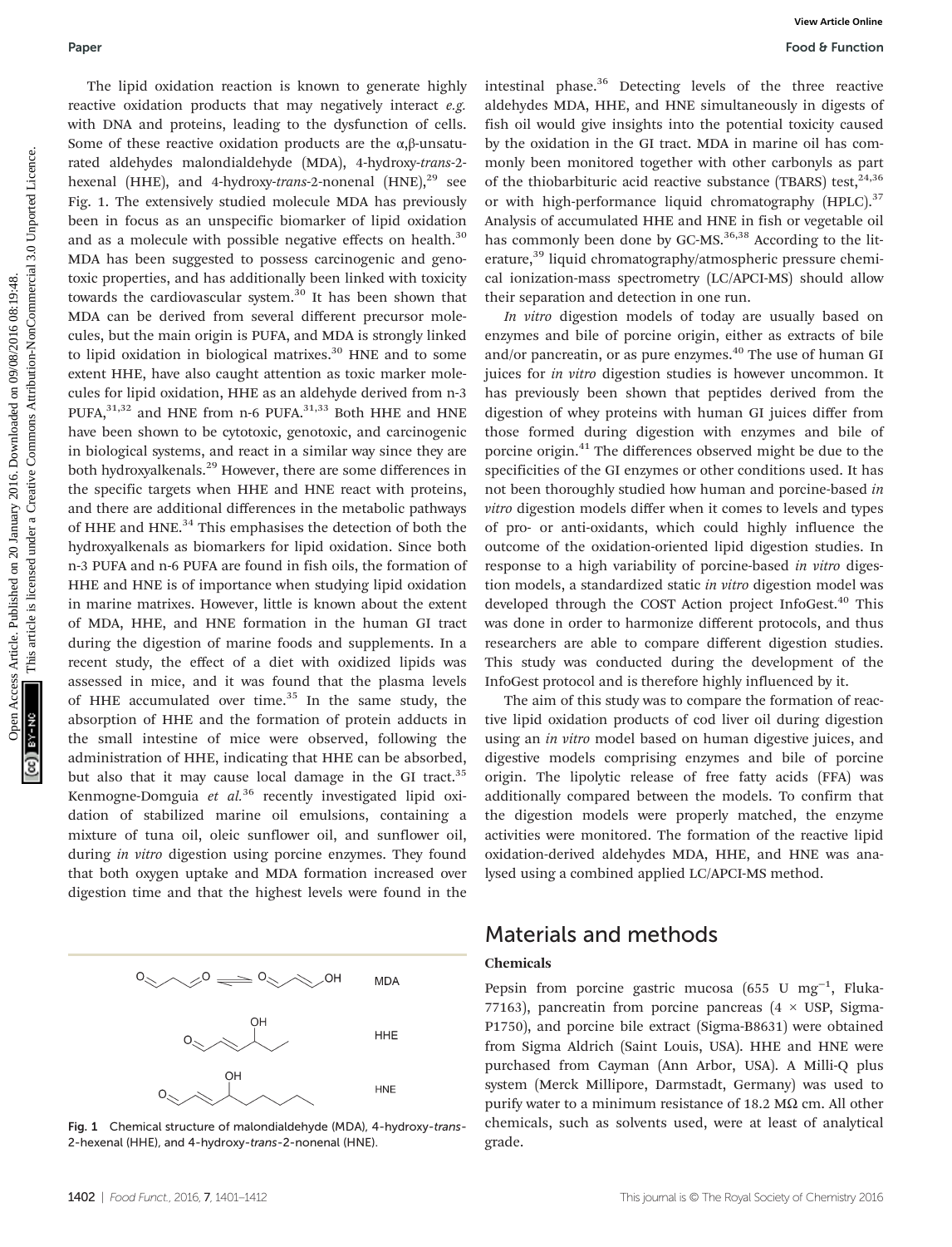The lipid oxidation reaction is known to generate highly reactive oxidation products that may negatively interact *e.g.* with DNA and proteins, leading to the dysfunction of cells. Some of these reactive oxidation products are the α,β-unsaturated aldehydes malondialdehyde (MDA), 4-hydroxy-*trans*-2-hexenal (HHE), and 4-hydroxy-*trans*-2-nonenal (HNE),[29] see Fig. 1. The extensively studied molecule MDA has previously been in focus as an unspecific biomarker of lipid oxidation and as a molecule with possible negative effects on health.[30] MDA has been suggested to possess carcinogenic and genotoxic properties, and has additionally been linked with toxicity towards the cardiovascular system.[30] It has been shown that MDA can be derived from several different precursor molecules, but the main origin is PUFA, and MDA is strongly linked to lipid oxidation in biological matrixes.[30] HNE and to some extent HHE, have also caught attention as toxic marker molecules for lipid oxidation, HHE as an aldehyde derived from n-3 PUFA,[31,32] and HNE from n-6 PUFA.[31,33] Both HHE and HNE have been shown to be cytotoxic, genotoxic, and carcinogenic in biological systems, and react in a similar way since they are both hydroxyalkenals.[29] However, there are some differences in the specific targets when HHE and HNE react with proteins, and there are additional differences in the metabolic pathways of HHE and HNE.[34] This emphasises the detection of both the hydroxyalkenals as biomarkers for lipid oxidation. Since both n-3 PUFA and n-6 PUFA are found in fish oils, the formation of HHE and HNE is of importance when studying lipid oxidation in marine matrixes. However, little is known about the extent of MDA, HHE, and HNE formation in the human GI tract during the digestion of marine foods and supplements. In a recent study, the effect of a diet with oxidized lipids was assessed in mice, and it was found that the plasma levels of HHE accumulated over time.[35] In the same study, the absorption of HHE and the formation of protein adducts in the small intestine of mice were observed, following the administration of HHE, indicating that HHE can be absorbed, but also that it may cause local damage in the GI tract.[35] Kenmogne-Domguia *et al.*[36] recently investigated lipid oxidation of stabilized marine oil emulsions, containing a mixture of tuna oil, oleic sunflower oil, and sunflower oil, during *in vitro* digestion using porcine enzymes. They found that both oxygen uptake and MDA formation increased over digestion time and that the highest levels were found in the intestinal phase.[36] Detecting levels of the three reactive aldehydes MDA, HHE, and HNE simultaneously in digests of fish oil would give insights into the potential toxicity caused by the oxidation in the GI tract. MDA in marine oil has commonly been monitored together with other carbonyls as part of the thiobarbituric acid reactive substance (TBARS) test,[24,36] or with high-performance liquid chromatography (HPLC).[37] Analysis of accumulated HHE and HNE in fish or vegetable oil has commonly been done by GC-MS.[36,38] According to the literature,[39] liquid chromatography/atmospheric pressure chemical ionization-mass spectrometry (LC/APCI-MS) should allow their separation and detection in one run.

Fig. 1 Chemical structure of malondialdehyde (MDA), 4-hydroxy-*trans*-2-hexenal (HHE), and 4-hydroxy-*trans*-2-nonenal (HNE).

*In vitro* digestion models of today are usually based on enzymes and bile of porcine origin, either as extracts of bile and/or pancreatin, or as pure enzymes.[40] The use of human GI juices for *in vitro* digestion studies is however uncommon. It has previously been shown that peptides derived from the digestion of whey proteins with human GI juices differ from those formed during digestion with enzymes and bile of porcine origin.[41] The differences observed might be due to the specificities of the GI enzymes or other conditions used. It has not been thoroughly studied how human and porcine-based *in vitro* digestion models differ when it comes to levels and types of pro- or anti-oxidants, which could highly influence the outcome of the oxidation-oriented lipid digestion studies. In response to a high variability of porcine-based *in vitro* digestion models, a standardized static *in vitro* digestion model was developed through the COST Action project InfoGest.[40] This was done in order to harmonize different protocols, and thus researchers are able to compare different digestion studies. This study was conducted during the development of the InfoGest protocol and is therefore highly influenced by it.

The aim of this study was to compare the formation of reactive lipid oxidation products of cod liver oil during digestion using an *in vitro* model based on human digestive juices, and digestive models comprising enzymes and bile of porcine origin. The lipolytic release of free fatty acids (FFA) was additionally compared between the models. To confirm that the digestion models were properly matched, the enzyme activities were monitored. The formation of the reactive lipid oxidation-derived aldehydes MDA, HHE, and HNE was analysed using a combined applied LC/APCI-MS method.

## Materials and methods

### Chemicals

Pepsin from porcine gastric mucosa (655 U $mg^{-1}$, Fluka-77163), pancreatin from porcine pancreas (4 × USP, Sigma-P1750), and porcine bile extract (Sigma-B8631) were obtained from Sigma Aldrich (Saint Louis, USA). HHE and HNE were purchased from Cayman (Ann Arbor, USA). A Milli-Q plus system (Merck Millipore, Darmstadt, Germany) was used to purify water to a minimum resistance of 18.2 MΩ cm. All other chemicals, such as solvents used, were at least of analytical grade.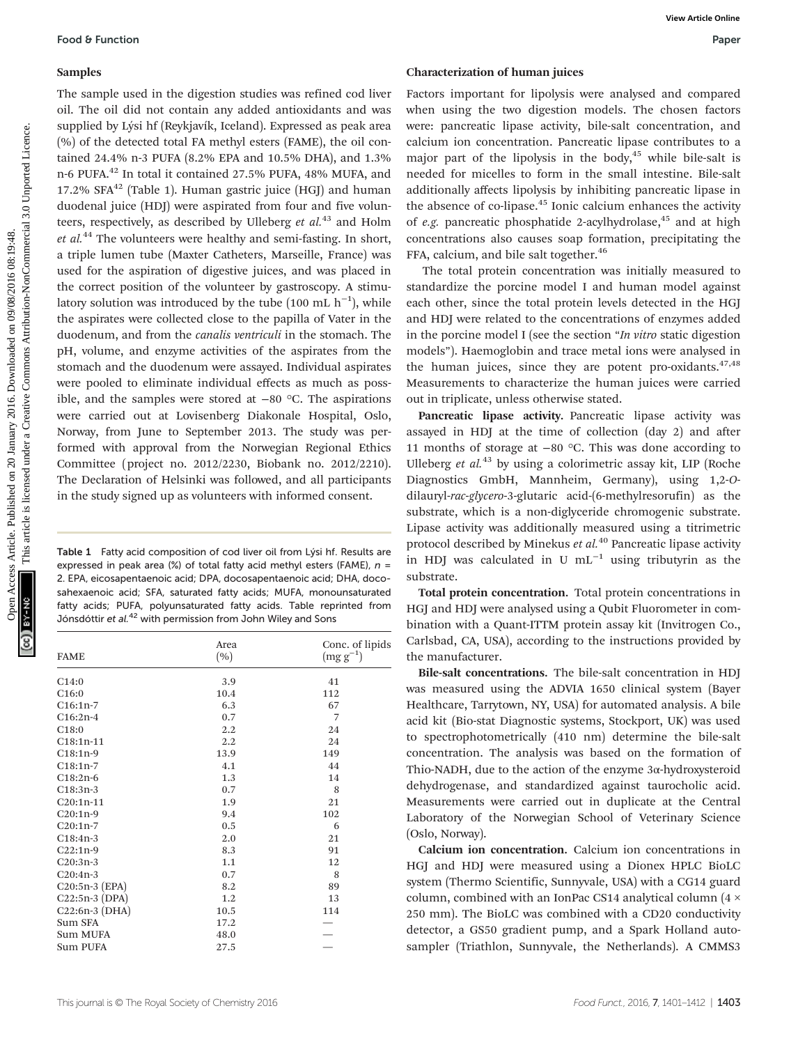### Samples

The sample used in the digestion studies was refined cod liver oil. The oil did not contain any added antioxidants and was supplied by Lýsi hf (Reykjavík, Iceland). Expressed as peak area (%) of the detected total FA methyl esters (FAME), the oil contained 24.4% n-3 PUFA (8.2% EPA and 10.5% DHA), and 1.3% n-6 PUFA.[42] In total it contained 27.5% PUFA, 48% MUFA, and 17.2% SFA[42] (Table 1). Human gastric juice (HGJ) and human duodenal juice (HDJ) were aspirated from four and five volunteers, respectively, as described by Ulleberg *et al.*[43] and Holm *et al.*[44] The volunteers were healthy and semi-fasting. In short, a triple lumen tube (Maxter Catheters, Marseille, France) was used for the aspiration of digestive juices, and was placed in the correct position of the volunteer by gastroscopy. A stimulatory solution was introduced by the tube (100 mL $h^{-1}$), while the aspirates were collected close to the papilla of Vater in the duodenum, and from the *canalis ventriculi* in the stomach. The pH, volume, and enzyme activities of the aspirates from the stomach and the duodenum were assayed. Individual aspirates were pooled to eliminate individual effects as much as possible, and the samples were stored at −80 °C. The aspirations were carried out at Lovisenberg Diakonale Hospital, Oslo, Norway, from June to September 2013. The study was performed with approval from the Norwegian Regional Ethics Committee (project no. 2012/2230, Biobank no. 2012/2210). The Declaration of Helsinki was followed, and all participants in the study signed up as volunteers with informed consent.

Table 1 Fatty acid composition of cod liver oil from Lýsi hf. Results are expressed in peak area (%) of total fatty acid methyl esters (FAME), $n$ = 2. EPA, eicosapentaenoic acid; DPA, docosapentaenoic acid; DHA, docosahexaenoic acid; SFA, saturated fatty acids; MUFA, monounsaturated fatty acids; PUFA, polyunsaturated fatty acids. Table reprinted from Jónsdóttir *et al.*[42] with permission from John Wiley and Sons

| FAME | Area (%) | Conc. of lipids (mg $g^{-1}$) |
|---|---|---|
| C14:0 | 3.9 | 41 |
| C16:0 | 10.4 | 112 |
| C16:1n-7 | 6.3 | 67 |
| C16:2n-4 | 0.7 | 7 |
| C18:0 | 2.2 | 24 |
| C18:1n-11 | 2.2 | 24 |
| C18:1n-9 | 13.9 | 149 |
| C18:1n-7 | 4.1 | 44 |
| C18:2n-6 | 1.3 | 14 |
| C18:3n-3 | 0.7 | 8 |
| C20:1n-11 | 1.9 | 21 |
| C20:1n-9 | 9.4 | 102 |
| C20:1n-7 | 0.5 | 6 |
| C18:4n-3 | 2.0 | 21 |
| C22:1n-9 | 8.3 | 91 |
| C20:3n-3 | 1.1 | 12 |
| C20:4n-3 | 0.7 | 8 |
| C20:5n-3 (EPA) | 8.2 | 89 |
| C22:5n-3 (DPA) | 1.2 | 13 |
| C22:6n-3 (DHA) | 10.5 | 114 |
| Sum SFA | 17.2 | — |
| Sum MUFA | 48.0 | — |
| Sum PUFA | 27.5 | — |

### Characterization of human juices

Factors important for lipolysis were analysed and compared when using the two digestion models. The chosen factors were: pancreatic lipase activity, bile-salt concentration, and calcium ion concentration. Pancreatic lipase contributes to a major part of the lipolysis in the body,[45] while bile-salt is needed for micelles to form in the small intestine. Bile-salt additionally affects lipolysis by inhibiting pancreatic lipase in the absence of co-lipase.[45] Ionic calcium enhances the activity of *e.g.* pancreatic phosphatide 2-acylhydrolase,[45] and at high concentrations also causes soap formation, precipitating the FFA, calcium, and bile salt together.[46]

The total protein concentration was initially measured to standardize the porcine model I and human model against each other, since the total protein levels detected in the HGJ and HDJ were related to the concentrations of enzymes added in the porcine model I (see the section "*In vitro* static digestion models"). Haemoglobin and trace metal ions were analysed in the human juices, since they are potent pro-oxidants.[47,48] Measurements to characterize the human juices were carried out in triplicate, unless otherwise stated.

**Pancreatic lipase activity.** Pancreatic lipase activity was assayed in HDJ at the time of collection (day 2) and after 11 months of storage at −80 °C. This was done according to Ulleberg *et al.*[43] by using a colorimetric assay kit, LIP (Roche Diagnostics GmbH, Mannheim, Germany), using 1,2-*O*-dilauryl-*rac*-*glycero*-3-glutaric acid-(6-methylresorufin) as the substrate, which is a non-diglyceride chromogenic substrate. Lipase activity was additionally measured using a titrimetric protocol described by Minekus *et al.*[40] Pancreatic lipase activity in HDJ was calculated in U $mL^{-1}$ using tributyrin as the substrate.

**Total protein concentration.** Total protein concentrations in HGJ and HDJ were analysed using a Qubit Fluorometer in combination with a Quant-IT™ protein assay kit (Invitrogen Co., Carlsbad, CA, USA), according to the instructions provided by the manufacturer.

**Bile-salt concentrations.** The bile-salt concentration in HDJ was measured using the ADVIA 1650 clinical system (Bayer Healthcare, Tarrytown, NY, USA) for automated analysis. A bile acid kit (Bio-stat Diagnostic systems, Stockport, UK) was used to spectrophotometrically (410 nm) determine the bile-salt concentration. The analysis was based on the formation of Thio-NADH, due to the action of the enzyme 3α-hydroxysteroid dehydrogenase, and standardized against taurocholic acid. Measurements were carried out in duplicate at the Central Laboratory of the Norwegian School of Veterinary Science (Oslo, Norway).

**Calcium ion concentration.** Calcium ion concentrations in HGJ and HDJ were measured using a Dionex HPLC BioLC system (Thermo Scientific, Sunnyvale, USA) with a CG14 guard column, combined with an IonPac CS14 analytical column (4 × 250 mm). The BioLC was combined with a CD20 conductivity detector, a GS50 gradient pump, and a Spark Holland autosampler (Triathlon, Sunnyvale, the Netherlands). A CMMS3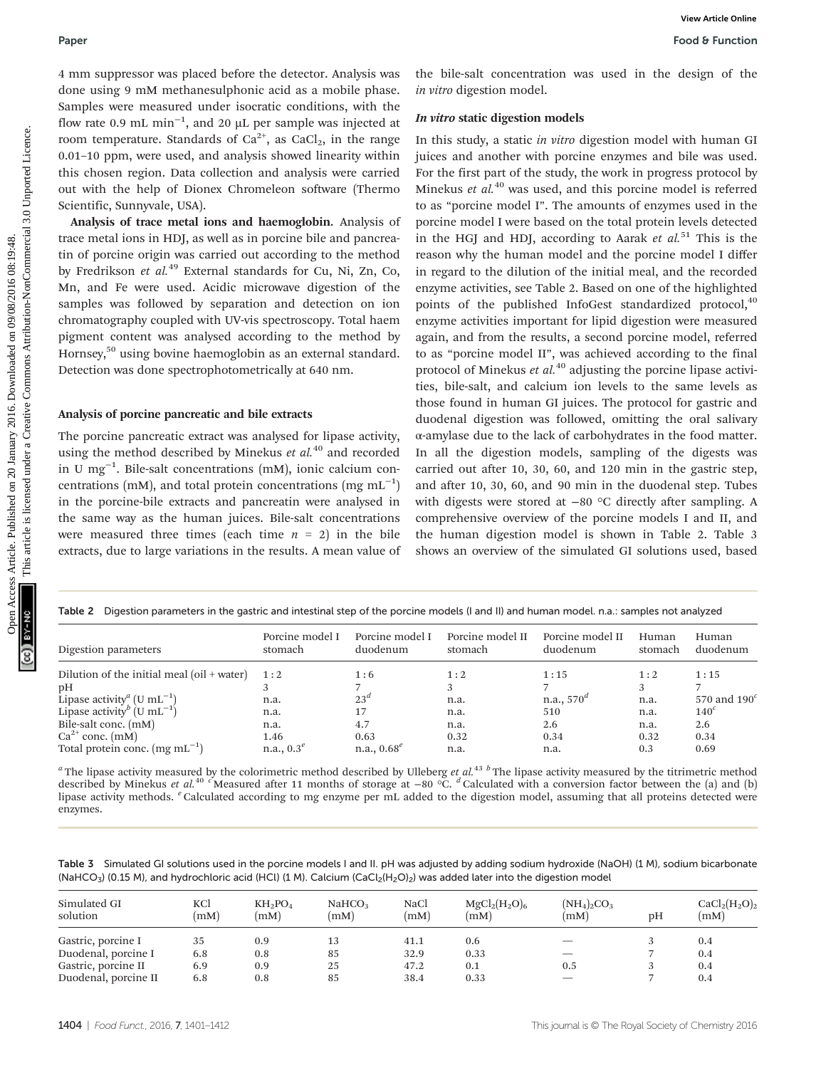4 mm suppressor was placed before the detector. Analysis was done using 9 mM methanesulphonic acid as a mobile phase. Samples were measured under isocratic conditions, with the flow rate 0.9 mL $min^{-1}$, and 20 μL per sample was injected at room temperature. Standards of $Ca^{2+}$, as $CaCl_2$, in the range 0.01–10 ppm, were used, and analysis showed linearity within this chosen region. Data collection and analysis were carried out with the help of Dionex Chromeleon software (Thermo Scientific, Sunnyvale, USA).

**Analysis of trace metal ions and haemoglobin.** Analysis of trace metal ions in HDJ, as well as in porcine bile and pancreatin of porcine origin was carried out according to the method by Fredrikson *et al.*[49] External standards for Cu, Ni, Zn, Co, Mn, and Fe were used. Acidic microwave digestion of the samples was followed by separation and detection on ion chromatography coupled with UV-vis spectroscopy. Total haem pigment content was analysed according to the method by Hornsey,[50] using bovine haemoglobin as an external standard. Detection was done spectrophotometrically at 640 nm.

### Analysis of porcine pancreatic and bile extracts

The porcine pancreatic extract was analysed for lipase activity, using the method described by Minekus *et al.*[40] and recorded in U $mg^{-1}$. Bile-salt concentrations (mM), ionic calcium concentrations (mM), and total protein concentrations (mg $mL^{-1}$) in the porcine-bile extracts and pancreatin were analysed in the same way as the human juices. Bile-salt concentrations were measured three times (each time $n$ = 2) in the bile extracts, due to large variations in the results. A mean value of the bile-salt concentration was used in the design of the *in vitro* digestion model.

### *In vitro* static digestion models

In this study, a static *in vitro* digestion model with human GI juices and another with porcine enzymes and bile was used. For the first part of the study, the work in progress protocol by Minekus *et al.*[40] was used, and this porcine model is referred to as "porcine model I". The amounts of enzymes used in the porcine model I were based on the total protein levels detected in the HGJ and HDJ, according to Aarak *et al.*[51] This is the reason why the human model and the porcine model I differ in regard to the dilution of the initial meal, and the recorded enzyme activities, see Table 2. Based on one of the highlighted points of the published InfoGest standardized protocol,[40] enzyme activities important for lipid digestion were measured again, and from the results, a second porcine model, referred to as "porcine model II", was achieved according to the final protocol of Minekus *et al.*[40] adjusting the porcine lipase activities, bile-salt, and calcium ion levels to the same levels as those found in human GI juices. The protocol for gastric and duodenal digestion was followed, omitting the oral salivary α-amylase due to the lack of carbohydrates in the food matter. In all the digestion models, sampling of the digests was carried out after 10, 30, 60, and 120 min in the gastric step, and after 10, 30, 60, and 90 min in the duodenal step. Tubes with digests were stored at −80 °C directly after sampling. A comprehensive overview of the porcine models I and II, and the human digestion model is shown in Table 2. Table 3 shows an overview of the simulated GI solutions used, based

Table 2 Digestion parameters in the gastric and intestinal step of the porcine models (I and II) and human model. n.a.: samples not analyzed

| Digestion parameters | Porcine model I stomach | Porcine model I duodenum | Porcine model II stomach | Porcine model II duodenum | Human stomach | Human duodenum |
|---|---|---|---|---|---|---|
| Dilution of the initial meal (oil + water) | 1 : 2 | 1 : 6 | 1 : 2 | 1 : 15 | 1 : 2 | 1 : 15 |
| pH | 3 | 7 | 3 | 7 | 3 | 7 |
| Lipase activity[a] (U $mL^{-1}$) | n.a. | 23[d] | n.a. | n.a., 570[d] | n.a. | 570 and 190[c] |
| Lipase activity[b] (U $mL^{-1}$) | n.a. | 17 | n.a. | 510 | n.a. | 140[c] |
| Bile-salt conc. (mM) | n.a. | 4.7 | n.a. | 2.6 | n.a. | 2.6 |
| $Ca^{2+}$ conc. (mM) | 1.46 | 0.63 | 0.32 | 0.34 | 0.32 | 0.34 |
| Total protein conc. (mg $mL^{-1}$) | n.a., 0.3[e] | n.a., 0.68[e] | n.a. | n.a. | 0.3 | 0.69 |

[a] The lipase activity measured by the colorimetric method described by Ulleberg *et al.*[43] [b] The lipase activity measured by the titrimetric method described by Minekus *et al.*[40] [c] Measured after 11 months of storage at −80 °C. [d] Calculated with a conversion factor between the (a) and (b) lipase activity methods. [e] Calculated according to mg enzyme per mL added to the digestion model, assuming that all proteins detected were enzymes.

Table 3 Simulated GI solutions used in the porcine models I and II. pH was adjusted by adding sodium hydroxide (NaOH) (1 M), sodium bicarbonate ($NaHCO_3$) (0.15 M), and hydrochloric acid (HCl) (1 M). Calcium ($CaCl_2(H_2O)_2$) was added later into the digestion model

| Simulated GI solution | KCl (mM) | $KH_2PO_4$ (mM) | $NaHCO_3$ (mM) | NaCl (mM) | $MgCl_2(H_2O)_6$ (mM) | $(NH_4)_2CO_3$ (mM) | pH | $CaCl_2(H_2O)_2$ (mM) |
|---|---|---|---|---|---|---|---|---|
| Gastric, porcine I | 35 | 0.9 | 13 | 41.1 | 0.6 | — | 3 | 0.4 |
| Duodenal, porcine I | 6.8 | 0.8 | 85 | 32.9 | 0.33 | — | 7 | 0.4 |
| Gastric, porcine II | 6.9 | 0.9 | 25 | 47.2 | 0.1 | 0.5 | 3 | 0.4 |
| Duodenal, porcine II | 6.8 | 0.8 | 85 | 38.4 | 0.33 | — | 7 | 0.4 |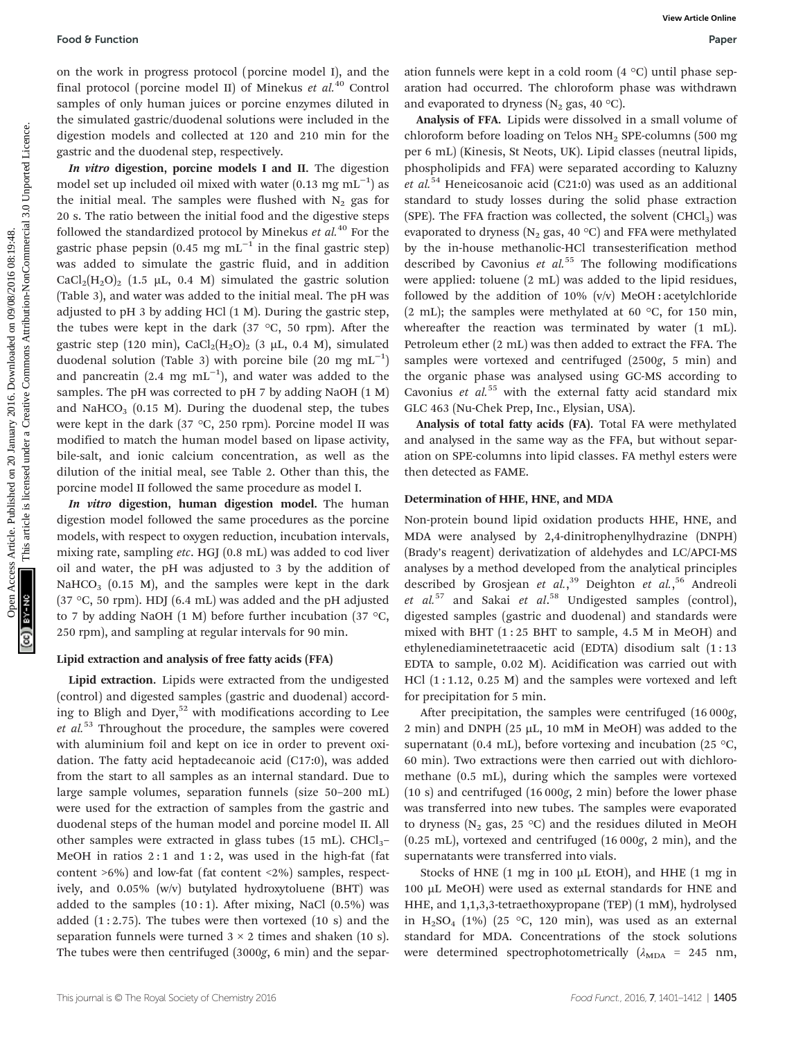on the work in progress protocol (porcine model I), and the final protocol (porcine model II) of Minekus *et al.*[40] Control samples of only human juices or porcine enzymes diluted in the simulated gastric/duodenal solutions were included in the digestion models and collected at 120 and 210 min for the gastric and the duodenal step, respectively.

***In vitro* digestion, porcine models I and II.** The digestion model set up included oil mixed with water (0.13 mg $mL^{-1}$) as the initial meal. The samples were flushed with $N_2$ gas for 20 s. The ratio between the initial food and the digestive steps followed the standardized protocol by Minekus *et al.*[40] For the gastric phase pepsin (0.45 mg $mL^{-1}$ in the final gastric step) was added to simulate the gastric fluid, and in addition $CaCl_2(H_2O)_2$ (1.5 μL, 0.4 M) simulated the gastric solution (Table 3), and water was added to the initial meal. The pH was adjusted to pH 3 by adding HCl (1 M). During the gastric step, the tubes were kept in the dark (37 °C, 50 rpm). After the gastric step (120 min), $CaCl_2(H_2O)_2$ (3 μL, 0.4 M), simulated duodenal solution (Table 3) with porcine bile (20 mg $mL^{-1}$) and pancreatin (2.4 mg $mL^{-1}$), and water was added to the samples. The pH was corrected to pH 7 by adding NaOH (1 M) and $NaHCO_3$ (0.15 M). During the duodenal step, the tubes were kept in the dark (37 °C, 250 rpm). Porcine model II was modified to match the human model based on lipase activity, bile-salt, and ionic calcium concentration, as well as the dilution of the initial meal, see Table 2. Other than this, the porcine model II followed the same procedure as model I.

***In vitro* digestion, human digestion model.** The human digestion model followed the same procedures as the porcine models, with respect to oxygen reduction, incubation intervals, mixing rate, sampling *etc*. HGJ (0.8 mL) was added to cod liver oil and water, the pH was adjusted to 3 by the addition of $NaHCO_3$ (0.15 M), and the samples were kept in the dark (37 °C, 50 rpm). HDJ (6.4 mL) was added and the pH adjusted to 7 by adding NaOH (1 M) before further incubation (37 °C, 250 rpm), and sampling at regular intervals for 90 min.

### Lipid extraction and analysis of free fatty acids (FFA)

**Lipid extraction.** Lipids were extracted from the undigested (control) and digested samples (gastric and duodenal) according to Bligh and Dyer,[52] with modifications according to Lee *et al.*[53] Throughout the procedure, the samples were covered with aluminium foil and kept on ice in order to prevent oxidation. The fatty acid heptadecanoic acid (C17:0), was added from the start to all samples as an internal standard. Due to large sample volumes, separation funnels (size 50–200 mL) were used for the extraction of samples from the gastric and duodenal steps of the human model and porcine model II. All other samples were extracted in glass tubes (15 mL). $CHCl_3$–MeOH in ratios 2 : 1 and 1 : 2, was used in the high-fat (fat content >6%) and low-fat (fat content <2%) samples, respectively, and 0.05% (w/v) butylated hydroxytoluene (BHT) was added to the samples (10 : 1). After mixing, NaCl (0.5%) was added (1 : 2.75). The tubes were then vortexed (10 s) and the separation funnels were turned 3 × 2 times and shaken (10 s). The tubes were then centrifuged (3000*g*, 6 min) and the separation funnels were kept in a cold room (4 °C) until phase separation had occurred. The chloroform phase was withdrawn and evaporated to dryness ($N_2$ gas, 40 °C).

**Analysis of FFA.** Lipids were dissolved in a small volume of chloroform before loading on Telos $NH_2$ SPE-columns (500 mg per 6 mL) (Kinesis, St Neots, UK). Lipid classes (neutral lipids, phospholipids and FFA) were separated according to Kaluzny *et al.*[54] Heneicosanoic acid (C21:0) was used as an additional standard to study losses during the solid phase extraction (SPE). The FFA fraction was collected, the solvent ($CHCl_3$) was evaporated to dryness ($N_2$ gas, 40 °C) and FFA were methylated by the in-house methanolic-HCl transesterification method described by Cavonius *et al.*[55] The following modifications were applied: toluene (2 mL) was added to the lipid residues, followed by the addition of 10% (v/v) MeOH : acetylchloride (2 mL); the samples were methylated at 60 °C, for 150 min, whereafter the reaction was terminated by water (1 mL). Petroleum ether (2 mL) was then added to extract the FFA. The samples were vortexed and centrifuged (2500*g*, 5 min) and the organic phase was analysed using GC-MS according to Cavonius *et al.*[55] with the external fatty acid standard mix GLC 463 (Nu-Chek Prep, Inc., Elysian, USA).

**Analysis of total fatty acids (FA).** Total FA were methylated and analysed in the same way as the FFA, but without separation on SPE-columns into lipid classes. FA methyl esters were then detected as FAME.

### Determination of HHE, HNE, and MDA

Non-protein bound lipid oxidation products HHE, HNE, and MDA were analysed by 2,4-dinitrophenylhydrazine (DNPH) (Brady's reagent) derivatization of aldehydes and LC/APCI-MS analyses by a method developed from the analytical principles described by Grosjean *et al.*,[39] Deighton *et al.*,[56] Andreoli *et al.*[57] and Sakai *et al.*[58] Undigested samples (control), digested samples (gastric and duodenal) and standards were mixed with BHT (1 : 25 BHT to sample, 4.5 M in MeOH) and ethylenediaminetetraacetic acid (EDTA) disodium salt (1 : 13 EDTA to sample, 0.02 M). Acidification was carried out with HCl (1 : 1.12, 0.25 M) and the samples were vortexed and left for precipitation for 5 min.

After precipitation, the samples were centrifuged (16 000*g*, 2 min) and DNPH (25 μL, 10 mM in MeOH) was added to the supernatant (0.4 mL), before vortexing and incubation (25 °C, 60 min). Two extractions were then carried out with dichloromethane (0.5 mL), during which the samples were vortexed (10 s) and centrifuged (16 000*g*, 2 min) before the lower phase was transferred into new tubes. The samples were evaporated to dryness ($N_2$ gas, 25 °C) and the residues diluted in MeOH (0.25 mL), vortexed and centrifuged (16 000*g*, 2 min), and the supernatants were transferred into vials.

Stocks of HNE (1 mg in 100 μL EtOH), and HHE (1 mg in 100 μL MeOH) were used as external standards for HNE and HHE, and 1,1,3,3-tetraethoxypropane (TEP) (1 mM), hydrolysed in $H_2SO_4$ (1%) (25 °C, 120 min), was used as an external standard for MDA. Concentrations of the stock solutions were determined spectrophotometrically ($\lambda_{MDA}$ = 245 nm,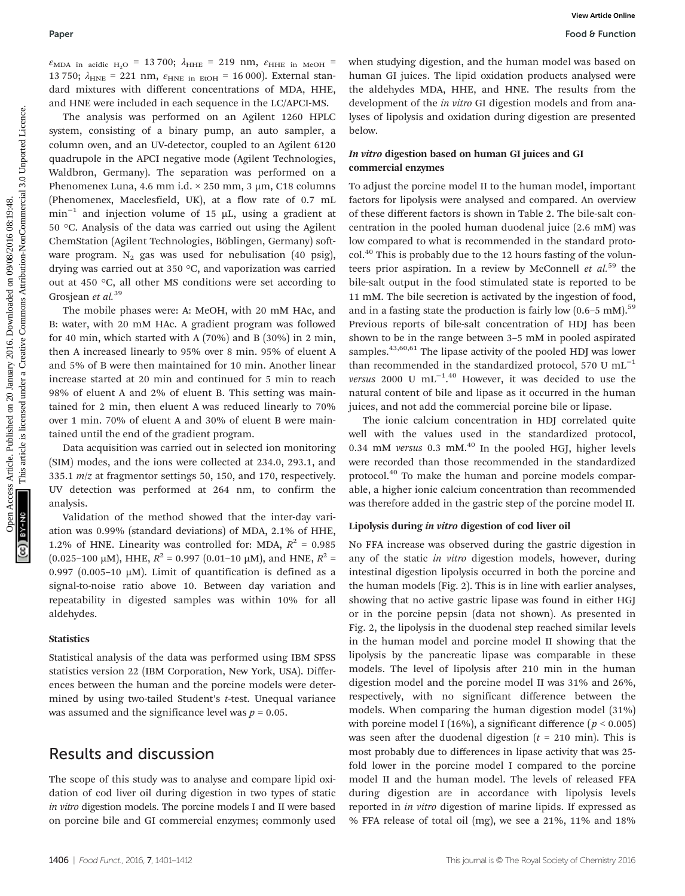$\varepsilon_{MDA\ in\ acidic\ H_2O}$ = 13 700; $\lambda_{HHE}$ = 219 nm, $\varepsilon_{HHE\ in\ MeOH}$ = 13 750; $\lambda_{HNE}$ = 221 nm, $\varepsilon_{HNE\ in\ EtOH}$ = 16 000). External standard mixtures with different concentrations of MDA, HHE, and HNE were included in each sequence in the LC/APCI-MS.

The analysis was performed on an Agilent 1260 HPLC system, consisting of a binary pump, an auto sampler, a column oven, and an UV-detector, coupled to an Agilent 6120 quadrupole in the APCI negative mode (Agilent Technologies, Waldbron, Germany). The separation was performed on a Phenomenex Luna, 4.6 mm i.d. × 250 mm, 3 μm, C18 columns (Phenomenex, Macclesfield, UK), at a flow rate of 0.7 mL $min^{-1}$ and injection volume of 15 μL, using a gradient at 50 °C. Analysis of the data was carried out using the Agilent ChemStation (Agilent Technologies, Böblingen, Germany) software program. $N_2$ gas was used for nebulisation (40 psig), drying was carried out at 350 °C, and vaporization was carried out at 450 °C, all other MS conditions were set according to Grosjean *et al.*[39]

The mobile phases were: A: MeOH, with 20 mM HAc, and B: water, with 20 mM HAc. A gradient program was followed for 40 min, which started with A (70%) and B (30%) in 2 min, then A increased linearly to 95% over 8 min. 95% of eluent A and 5% of B were then maintained for 10 min. Another linear increase started at 20 min and continued for 5 min to reach 98% of eluent A and 2% of eluent B. This setting was maintained for 2 min, then eluent A was reduced linearly to 70% over 1 min. 70% of eluent A and 30% of eluent B were maintained until the end of the gradient program.

Data acquisition was carried out in selected ion monitoring (SIM) modes, and the ions were collected at 234.0, 293.1, and 335.1 *m/z* at fragmentor settings 50, 150, and 170, respectively. UV detection was performed at 264 nm, to confirm the analysis.

Validation of the method showed that the inter-day variation was 0.99% (standard deviations) of MDA, 2.1% of HHE, 1.2% of HNE. Linearity was controlled for: MDA, $R^2$ = 0.985 (0.025–100 μM), HHE, $R^2$ = 0.997 (0.01–10 μM), and HNE, $R^2$ = 0.997 (0.005–10 μM). Limit of quantification is defined as a signal-to-noise ratio above 10. Between day variation and repeatability in digested samples was within 10% for all aldehydes.

### Statistics

Statistical analysis of the data was performed using IBM SPSS statistics version 22 (IBM Corporation, New York, USA). Differences between the human and the porcine models were determined by using two-tailed Student's *t*-test. Unequal variance was assumed and the significance level was $p = 0.05$.

## Results and discussion

The scope of this study was to analyse and compare lipid oxidation of cod liver oil during digestion in two types of static *in vitro* digestion models. The porcine models I and II were based on porcine bile and GI commercial enzymes; commonly used when studying digestion, and the human model was based on human GI juices. The lipid oxidation products analysed were the aldehydes MDA, HHE, and HNE. The results from the development of the *in vitro* GI digestion models and from analyses of lipolysis and oxidation during digestion are presented below.

### *In vitro* digestion based on human GI juices and GI commercial enzymes

To adjust the porcine model II to the human model, important factors for lipolysis were analysed and compared. An overview of these different factors is shown in Table 2. The bile-salt concentration in the pooled human duodenal juice (2.6 mM) was low compared to what is recommended in the standard protocol.[40] This is probably due to the 12 hours fasting of the volunteers prior aspiration. In a review by McConnell *et al.*[59] the bile-salt output in the food stimulated state is reported to be 11 mM. The bile secretion is activated by the ingestion of food, and in a fasting state the production is fairly low (0.6–5 mM).[59] Previous reports of bile-salt concentration of HDJ has been shown to be in the range between 3–5 mM in pooled aspirated samples.[43,60,61] The lipase activity of the pooled HDJ was lower than recommended in the standardized protocol, 570 U $mL^{-1}$ *versus* 2000 U $mL^{-1}$.[40] However, it was decided to use the natural content of bile and lipase as it occurred in the human juices, and not add the commercial porcine bile or lipase.

The ionic calcium concentration in HDJ correlated quite well with the values used in the standardized protocol, 0.34 mM *versus* 0.3 mM.[40] In the pooled HGJ, higher levels were recorded than those recommended in the standardized protocol.[40] To make the human and porcine models comparable, a higher ionic calcium concentration than recommended was therefore added in the gastric step of the porcine model II.

### Lipolysis during *in vitro* digestion of cod liver oil

No FFA increase was observed during the gastric digestion in any of the static *in vitro* digestion models, however, during intestinal digestion lipolysis occurred in both the porcine and the human models (Fig. 2). This is in line with earlier analyses, showing that no active gastric lipase was found in either HGJ or in the porcine pepsin (data not shown). As presented in Fig. 2, the lipolysis in the duodenal step reached similar levels in the human model and porcine model II showing that the lipolysis by the pancreatic lipase was comparable in these models. The level of lipolysis after 210 min in the human digestion model and the porcine model II was 31% and 26%, respectively, with no significant difference between the models. When comparing the human digestion model (31%) with porcine model I (16%), a significant difference ($p < 0.005$) was seen after the duodenal digestion ($t$ = 210 min). This is most probably due to differences in lipase activity that was 25-fold lower in the porcine model I compared to the porcine model II and the human model. The levels of released FFA during digestion are in accordance with lipolysis levels reported in *in vitro* digestion of marine lipids. If expressed as % FFA release of total oil (mg), we see a 21%, 11% and 18%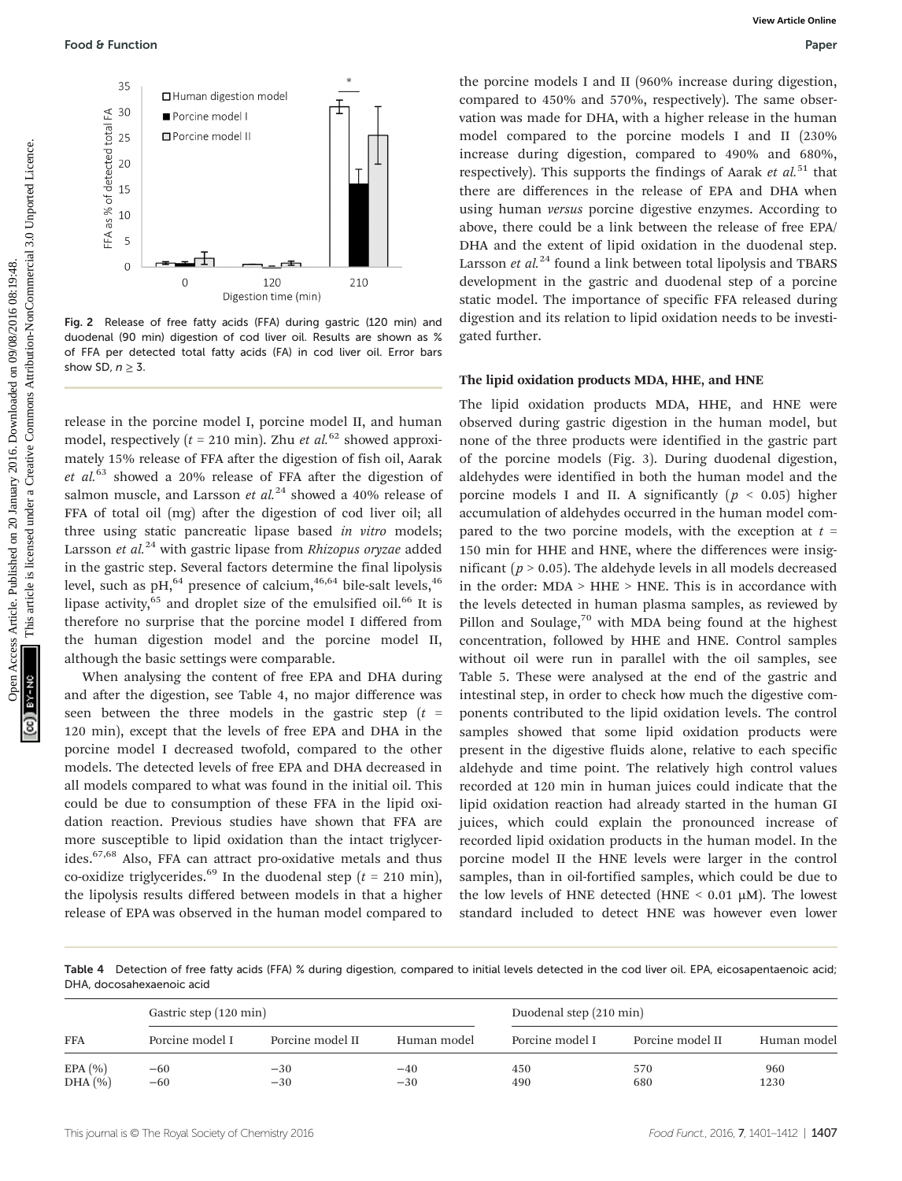Fig. 2 Release of free fatty acids (FFA) during gastric (120 min) and duodenal (90 min) digestion of cod liver oil. Results are shown as % of FFA per detected total fatty acids (FA) in cod liver oil. Error bars show SD, $n \geq 3$.

release in the porcine model I, porcine model II, and human model, respectively ($t$ = 210 min). Zhu *et al.*[62] showed approximately 15% release of FFA after the digestion of fish oil, Aarak *et al.*[63] showed a 20% release of FFA after the digestion of salmon muscle, and Larsson *et al.*[24] showed a 40% release of FFA of total oil (mg) after the digestion of cod liver oil; all three using static pancreatic lipase based *in vitro* models; Larsson *et al.*[24] with gastric lipase from *Rhizopus oryzae* added in the gastric step. Several factors determine the final lipolysis level, such as pH,[64] presence of calcium,[46,64] bile-salt levels,[46] lipase activity,[65] and droplet size of the emulsified oil.[66] It is therefore no surprise that the porcine model I differed from the human digestion model and the porcine model II, although the basic settings were comparable.

When analysing the content of free EPA and DHA during and after the digestion, see Table 4, no major difference was seen between the three models in the gastric step ($t$ = 120 min), except that the levels of free EPA and DHA in the porcine model I decreased twofold, compared to the other models. The detected levels of free EPA and DHA decreased in all models compared to what was found in the initial oil. This could be due to consumption of these FFA in the lipid oxidation reaction. Previous studies have shown that FFA are more susceptible to lipid oxidation than the intact triglycerides.[67,68] Also, FFA can attract pro-oxidative metals and thus co-oxidize triglycerides.[69] In the duodenal step ($t$ = 210 min), the lipolysis results differed between models in that a higher release of EPA was observed in the human model compared to the porcine models I and II (960% increase during digestion, compared to 450% and 570%, respectively). The same observation was made for DHA, with a higher release in the human model compared to the porcine models I and II (230% increase during digestion, compared to 490% and 680%, respectively). This supports the findings of Aarak *et al.*[51] that there are differences in the release of EPA and DHA when using human *versus* porcine digestive enzymes. According to above, there could be a link between the release of free EPA/DHA and the extent of lipid oxidation in the duodenal step. Larsson *et al.*[24] found a link between total lipolysis and TBARS development in the gastric and duodenal step of a porcine static model. The importance of specific FFA released during digestion and its relation to lipid oxidation needs to be investigated further.

### The lipid oxidation products MDA, HHE, and HNE

The lipid oxidation products MDA, HHE, and HNE were observed during gastric digestion in the human model, but none of the three products were identified in the gastric part of the porcine models (Fig. 3). During duodenal digestion, aldehydes were identified in both the human model and the porcine models I and II. A significantly ($p$ < 0.05) higher accumulation of aldehydes occurred in the human model compared to the two porcine models, with the exception at $t$ = 150 min for HHE and HNE, where the differences were insignificant ($p$ > 0.05). The aldehyde levels in all models decreased in the order: MDA > HHE > HNE. This is in accordance with the levels detected in human plasma samples, as reviewed by Pillon and Soulage,[70] with MDA being found at the highest concentration, followed by HHE and HNE. Control samples without oil were run in parallel with the oil samples, see Table 5. These were analysed at the end of the gastric and intestinal step, in order to check how much the digestive components contributed to the lipid oxidation levels. The control samples showed that some lipid oxidation products were present in the digestive fluids alone, relative to each specific aldehyde and time point. The relatively high control values recorded at 120 min in human juices could indicate that the lipid oxidation reaction had already started in the human GI juices, which could explain the pronounced increase of recorded lipid oxidation products in the human model. In the porcine model II the HNE levels were larger in the control samples, than in oil-fortified samples, which could be due to the low levels of HNE detected (HNE < 0.01 μM). The lowest standard included to detect HNE was however even lower

Table 4 Detection of free fatty acids (FFA) % during digestion, compared to initial levels detected in the cod liver oil. EPA, eicosapentaenoic acid; DHA, docosahexaenoic acid

| | Gastric step (120 min) | | | Duodenal step (210 min) | | |
|---|---|---|---|---|---|---|
| FFA | Porcine model I | Porcine model II | Human model | Porcine model I | Porcine model II | Human model |
| EPA (%) | −60 | −30 | −40 | 450 | 570 | 960 |
| DHA (%) | −60 | −30 | −30 | 490 | 680 | 1230 |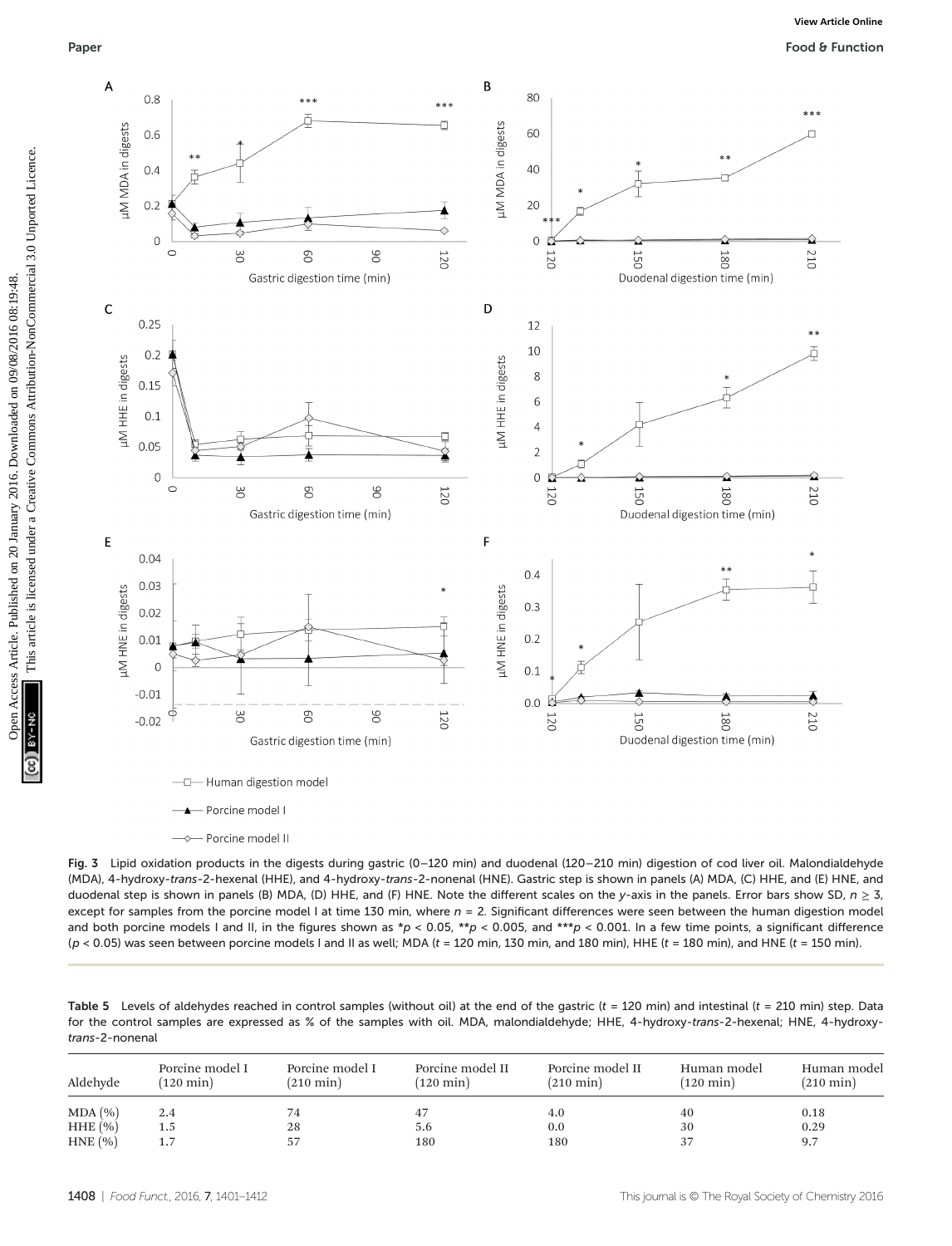Fig. 3 Lipid oxidation products in the digests during gastric (0–120 min) and duodenal (120–210 min) digestion of cod liver oil. Malondialdehyde (MDA), 4-hydroxy-*trans*-2-hexenal (HHE), and 4-hydroxy-*trans*-2-nonenal (HNE). Gastric step is shown in panels (A) MDA, (C) HHE, and (E) HNE, and duodenal step is shown in panels (B) MDA, (D) HHE, and (F) HNE. Note the different scales on the y-axis in the panels. Error bars show SD, $n \geq 3$, except for samples from the porcine model I at time 130 min, where $n = 2$. Significant differences were seen between the human digestion model and both porcine models I and II, in the figures shown as *$p < 0.05$, **$p < 0.005$, and ***$p < 0.001$. In a few time points, a significant difference ($p < 0.05$) was seen between porcine models I and II as well; MDA ($t$ = 120 min, 130 min, and 180 min), HHE ($t$ = 180 min), and HNE ($t$ = 150 min).

Table 5 Levels of aldehydes reached in control samples (without oil) at the end of the gastric ($t$ = 120 min) and intestinal ($t$ = 210 min) step. Data for the control samples are expressed as % of the samples with oil. MDA, malondialdehyde; HHE, 4-hydroxy-*trans*-2-hexenal; HNE, 4-hydroxy-*trans*-2-nonenal

| Aldehyde | Porcine model I (120 min) | Porcine model I (210 min) | Porcine model II (120 min) | Porcine model II (210 min) | Human model (120 min) | Human model (210 min) |
|---|---|---|---|---|---|---|
| MDA (%) | 2.4 | 74 | 47 | 4.0 | 40 | 0.18 |
| HHE (%) | 1.5 | 28 | 5.6 | 0.0 | 30 | 0.29 |
| HNE (%) | 1.7 | 57 | 180 | 180 | 37 | 9.7 |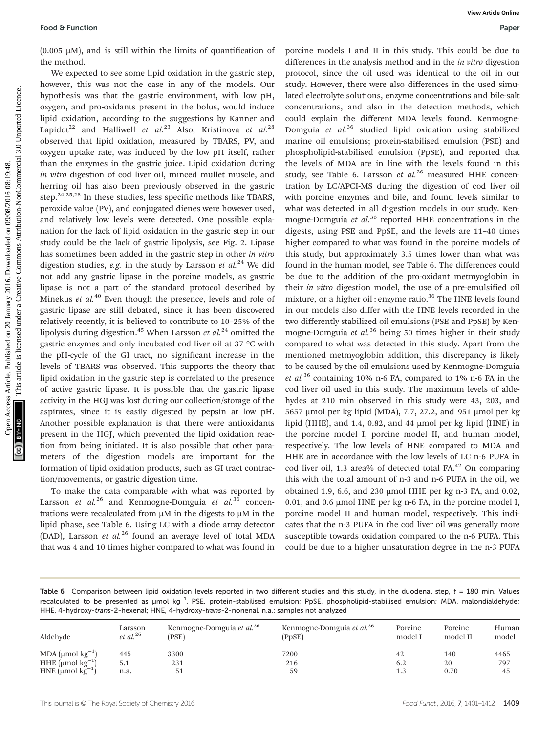(0.005 μM), and is still within the limits of quantification of the method.

We expected to see some lipid oxidation in the gastric step, however, this was not the case in any of the models. Our hypothesis was that the gastric environment, with low pH, oxygen, and pro-oxidants present in the bolus, would induce lipid oxidation, according to the suggestions by Kanner and Lapidot[22] and Halliwell *et al.*[23] Also, Kristinova *et al.*[28] observed that lipid oxidation, measured by TBARS, PV, and oxygen uptake rate, was induced by the low pH itself, rather than the enzymes in the gastric juice. Lipid oxidation during *in vitro* digestion of cod liver oil, minced mullet muscle, and herring oil has also been previously observed in the gastric step.[24,25,28] In these studies, less specific methods like TBARS, peroxide value (PV), and conjugated dienes were however used, and relatively low levels were detected. One possible explanation for the lack of lipid oxidation in the gastric step in our study could be the lack of gastric lipolysis, see Fig. 2. Lipase has sometimes been added in the gastric step in other *in vitro* digestion studies, *e.g.* in the study by Larsson *et al.*[24] We did not add any gastric lipase in the porcine models, as gastric lipase is not a part of the standard protocol described by Minekus *et al.*[40] Even though the presence, levels and role of gastric lipase are still debated, since it has been discovered relatively recently, it is believed to contribute to 10–25% of the lipolysis during digestion.[45] When Larsson *et al.*[24] omitted the gastric enzymes and only incubated cod liver oil at 37 °C with the pH-cycle of the GI tract, no significant increase in the levels of TBARS was observed. This supports the theory that lipid oxidation in the gastric step is correlated to the presence of active gastric lipase. It is possible that the gastric lipase activity in the HGJ was lost during our collection/storage of the aspirates, since it is easily digested by pepsin at low pH. Another possible explanation is that there were antioxidants present in the HGJ, which prevented the lipid oxidation reaction from being initiated. It is also possible that other parameters of the digestion models are important for the formation of lipid oxidation products, such as GI tract contraction/movements, or gastric digestion time.

To make the data comparable with what was reported by Larsson *et al.*[26] and Kenmogne-Domguia *et al.*[36] concentrations were recalculated from μM in the digests to μM in the lipid phase, see Table 6. Using LC with a diode array detector (DAD), Larsson *et al.*[26] found an average level of total MDA that was 4 and 10 times higher compared to what was found in porcine models I and II in this study. This could be due to differences in the analysis method and in the *in vitro* digestion protocol, since the oil used was identical to the oil in our study. However, there were also differences in the used simulated electrolyte solutions, enzyme concentrations and bile-salt concentrations, and also in the detection methods, which could explain the different MDA levels found. Kenmogne-Domguia *et al.*[36] studied lipid oxidation using stabilized marine oil emulsions; protein-stabilised emulsion (PSE) and phospholipid-stabilised emulsion (PpSE), and reported that the levels of MDA are in line with the levels found in this study, see Table 6. Larsson *et al.*[26] measured HHE concentration by LC/APCI-MS during the digestion of cod liver oil with porcine enzymes and bile, and found levels similar to what was detected in all digestion models in our study. Kenmogne-Domguia *et al.*[36] reported HHE concentrations in the digests, using PSE and PpSE, and the levels are 11–40 times higher compared to what was found in the porcine models of this study, but approximately 3.5 times lower than what was found in the human model, see Table 6. The differences could be due to the addition of the pro-oxidant metmyoglobin in their *in vitro* digestion model, the use of a pre-emulsified oil mixture, or a higher oil : enzyme ratio.[36] The HNE levels found in our models also differ with the HNE levels recorded in the two differently stabilized oil emulsions (PSE and PpSE) by Kenmogne-Domguia *et al.*[36] being 50 times higher in their study compared to what was detected in this study. Apart from the mentioned metmyoglobin addition, this discrepancy is likely to be caused by the oil emulsions used by Kenmogne-Domguia *et al.*[36] containing 10% n-6 FA, compared to 1% n-6 FA in the cod liver oil used in this study. The maximum levels of aldehydes at 210 min observed in this study were 43, 203, and 5657 μmol per kg lipid (MDA), 7.7, 27.2, and 951 μmol per kg lipid (HHE), and 1.4, 0.82, and 44 μmol per kg lipid (HNE) in the porcine model I, porcine model II, and human model, respectively. The low levels of HNE compared to MDA and HHE are in accordance with the low levels of LC n-6 PUFA in cod liver oil, 1.3 area% of detected total FA.[42] On comparing this with the total amount of n-3 and n-6 PUFA in the oil, we obtained 1.9, 6.6, and 230 μmol HHE per kg n-3 FA, and 0.02, 0.01, and 0.6 μmol HNE per kg n-6 FA, in the porcine model I, porcine model II and human model, respectively. This indicates that the n-3 PUFA in the cod liver oil was generally more susceptible towards oxidation compared to the n-6 PUFA. This could be due to a higher unsaturation degree in the n-3 PUFA

**Table 6** Comparison between lipid oxidation levels reported in two different studies and this study, in the duodenal step, $t$ = 180 min. Values recalculated to be presented as μmol $kg^{-1}$. PSE, protein-stabilised emulsion; PpSE, phospholipid-stabilised emulsion; MDA, malondialdehyde; HHE, 4-hydroxy-*trans*-2-hexenal; HNE, 4-hydroxy-*trans*-2-nonenal. n.a.: samples not analyzed

| Aldehyde | Larsson *et al.*[26] | Kenmogne-Domguia *et al.*[36] (PSE) | Kenmogne-Domguia *et al.*[36] (PpSE) | Porcine model I | Porcine model II | Human model |
|---|---|---|---|---|---|---|
| MDA (μmol $kg^{-1}$) | 445 | 3300 | 7200 | 42 | 140 | 4465 |
| HHE (μmol $kg^{-1}$) | 5.1 | 231 | 216 | 6.2 | 20 | 797 |
| HNE (μmol $kg^{-1}$) | n.a. | 51 | 59 | 1.3 | 0.70 | 45 |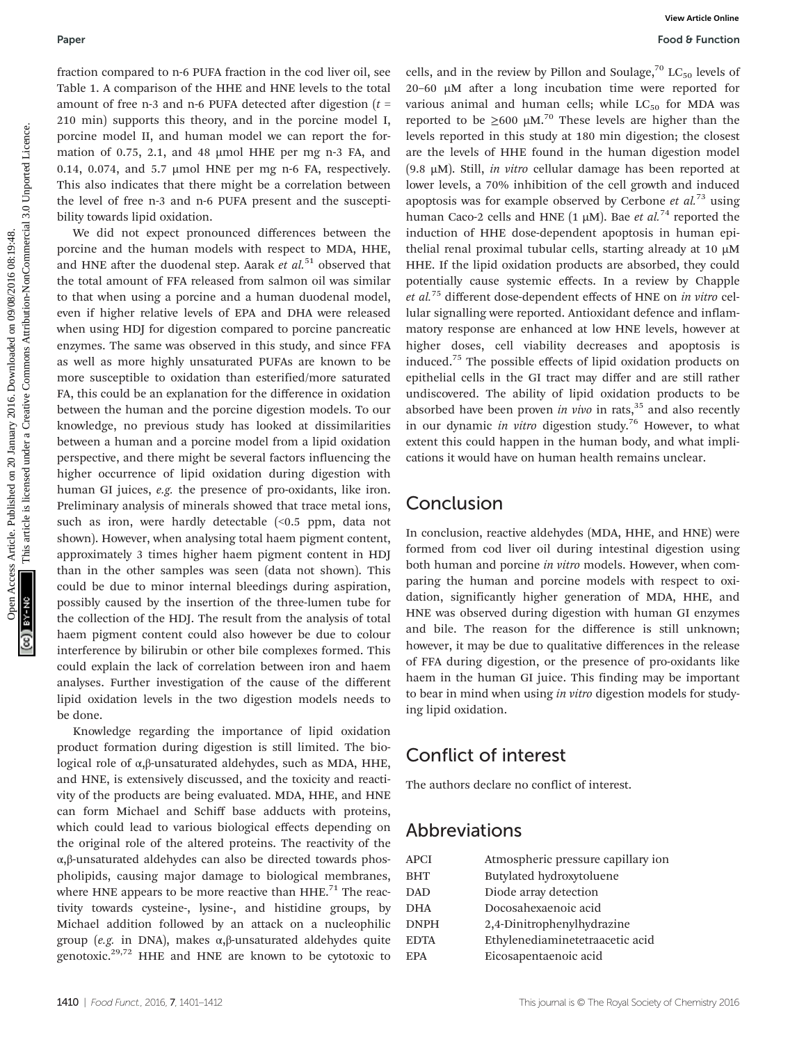fraction compared to n-6 PUFA fraction in the cod liver oil, see Table 1. A comparison of the HHE and HNE levels to the total amount of free n-3 and n-6 PUFA detected after digestion ($t$ = 210 min) supports this theory, and in the porcine model I, porcine model II, and human model we can report the formation of 0.75, 2.1, and 48 μmol HHE per mg n-3 FA, and 0.14, 0.074, and 5.7 μmol HNE per mg n-6 FA, respectively. This also indicates that there might be a correlation between the level of free n-3 and n-6 PUFA present and the susceptibility towards lipid oxidation.

We did not expect pronounced differences between the porcine and the human models with respect to MDA, HHE, and HNE after the duodenal step. Aarak *et al.*[51] observed that the total amount of FFA released from salmon oil was similar to that when using a porcine and a human duodenal model, even if higher relative levels of EPA and DHA were released when using HDJ for digestion compared to porcine pancreatic enzymes. The same was observed in this study, and since FFA as well as more highly unsaturated PUFAs are known to be more susceptible to oxidation than esterified/more saturated FA, this could be an explanation for the difference in oxidation between the human and the porcine digestion models. To our knowledge, no previous study has looked at dissimilarities between a human and a porcine model from a lipid oxidation perspective, and there might be several factors influencing the higher occurrence of lipid oxidation during digestion with human GI juices, *e.g.* the presence of pro-oxidants, like iron. Preliminary analysis of minerals showed that trace metal ions, such as iron, were hardly detectable (<0.5 ppm, data not shown). However, when analysing total haem pigment content, approximately 3 times higher haem pigment content in HDJ than in the other samples was seen (data not shown). This could be due to minor internal bleedings during aspiration, possibly caused by the insertion of the three-lumen tube for the collection of the HDJ. The result from the analysis of total haem pigment content could also however be due to colour interference by bilirubin or other bile complexes formed. This could explain the lack of correlation between iron and haem analyses. Further investigation of the cause of the different lipid oxidation levels in the two digestion models needs to be done.

Knowledge regarding the importance of lipid oxidation product formation during digestion is still limited. The biological role of α,β-unsaturated aldehydes, such as MDA, HHE, and HNE, is extensively discussed, and the toxicity and reactivity of the products are being evaluated. MDA, HHE, and HNE can form Michael and Schiff base adducts with proteins, which could lead to various biological effects depending on the original role of the altered proteins. The reactivity of the α,β-unsaturated aldehydes can also be directed towards phospholipids, causing major damage to biological membranes, where HNE appears to be more reactive than HHE.[71] The reactivity towards cysteine-, lysine-, and histidine groups, by Michael addition followed by an attack on a nucleophilic group (*e.g.* in DNA), makes α,β-unsaturated aldehydes quite genotoxic.[29,72] HHE and HNE are known to be cytotoxic to cells, and in the review by Pillon and Soulage,[70] $LC_{50}$ levels of 20–60 μM after a long incubation time were reported for various animal and human cells; while $LC_{50}$ for MDA was reported to be ≥600 μM.[70] These levels are higher than the levels reported in this study at 180 min digestion; the closest are the levels of HHE found in the human digestion model (9.8 μM). Still, *in vitro* cellular damage has been reported at lower levels, a 70% inhibition of the cell growth and induced apoptosis was for example observed by Cerbone *et al.*[73] using human Caco-2 cells and HNE (1 μM). Bae *et al.*[74] reported the induction of HHE dose-dependent apoptosis in human epithelial renal proximal tubular cells, starting already at 10 μM HHE. If the lipid oxidation products are absorbed, they could potentially cause systemic effects. In a review by Chapple *et al.*[75] different dose-dependent effects of HNE on *in vitro* cellular signalling were reported. Antioxidant defence and inflammatory response are enhanced at low HNE levels, however at higher doses, cell viability decreases and apoptosis is induced.[75] The possible effects of lipid oxidation products on epithelial cells in the GI tract may differ and are still rather undiscovered. The ability of lipid oxidation products to be absorbed have been proven *in vivo* in rats,[35] and also recently in our dynamic *in vitro* digestion study.[76] However, to what extent this could happen in the human body, and what implications it would have on human health remains unclear.

## Conclusion

In conclusion, reactive aldehydes (MDA, HHE, and HNE) were formed from cod liver oil during intestinal digestion using both human and porcine *in vitro* models. However, when comparing the human and porcine models with respect to oxidation, significantly higher generation of MDA, HHE, and HNE was observed during digestion with human GI enzymes and bile. The reason for the difference is still unknown; however, it may be due to qualitative differences in the release of FFA during digestion, or the presence of pro-oxidants like haem in the human GI juice. This finding may be important to bear in mind when using *in vitro* digestion models for studying lipid oxidation.

## Conflict of interest

The authors declare no conflict of interest.

## Abbreviations

| | |
|---|---|
| APCI | Atmospheric pressure capillary ion |
| BHT | Butylated hydroxytoluene |
| DAD | Diode array detection |
| DHA | Docosahexaenoic acid |
| DNPH | 2,4-Dinitrophenylhydrazine |
| EDTA | Ethylenediaminetetraacetic acid |
| EPA | Eicosapentaenoic acid |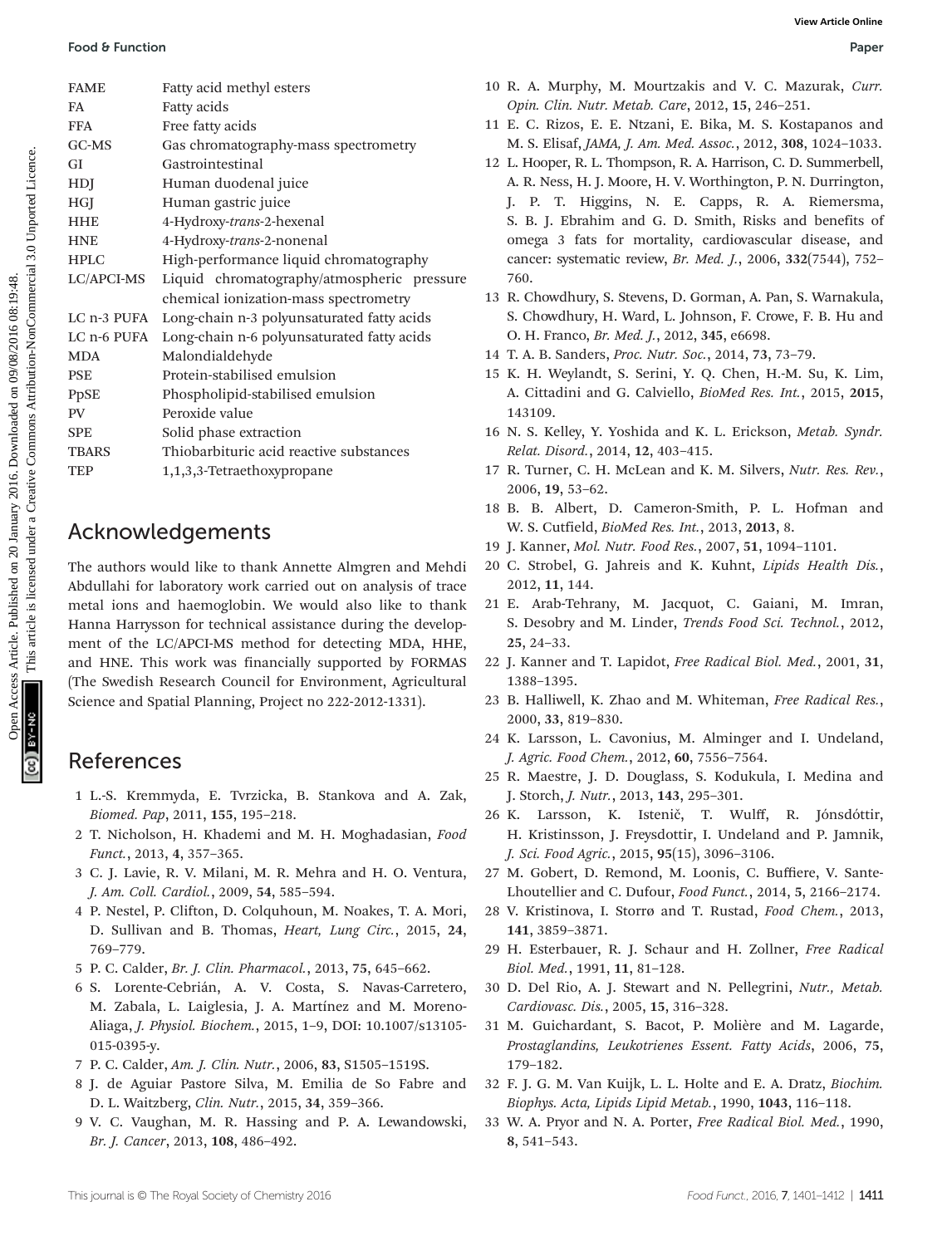| | |
|---|---|
| FAME | Fatty acid methyl esters |
| FA | Fatty acids |
| FFA | Free fatty acids |
| GC-MS | Gas chromatography-mass spectrometry |
| GI | Gastrointestinal |
| HDJ | Human duodenal juice |
| HGJ | Human gastric juice |
| HHE | 4-Hydroxy-*trans*-2-hexenal |
| HNE | 4-Hydroxy-*trans*-2-nonenal |
| HPLC | High-performance liquid chromatography |
| LC/APCI-MS | Liquid chromatography/atmospheric pressure chemical ionization-mass spectrometry |
| LC n-3 PUFA | Long-chain n-3 polyunsaturated fatty acids |
| LC n-6 PUFA | Long-chain n-6 polyunsaturated fatty acids |
| MDA | Malondialdehyde |
| PSE | Protein-stabilised emulsion |
| PpSE | Phospholipid-stabilised emulsion |
| PV | Peroxide value |
| SPE | Solid phase extraction |
| TBARS | Thiobarbituric acid reactive substances |
| TEP | 1,1,3,3-Tetraethoxypropane |

## Acknowledgements

The authors would like to thank Annette Almgren and Mehdi Abdullahi for laboratory work carried out on analysis of trace metal ions and haemoglobin. We would also like to thank Hanna Harrysson for technical assistance during the development of the LC/APCI-MS method for detecting MDA, HHE, and HNE. This work was financially supported by FORMAS (The Swedish Research Council for Environment, Agricultural Science and Spatial Planning, Project no 222-2012-1331).

## References

1 L.-S. Kremmyda, E. Tvrzicka, B. Stankova and A. Zak, *Biomed. Pap*, 2011, **155**, 195–218.

2 T. Nicholson, H. Khademi and M. H. Moghadasian, *Food Funct.*, 2013, **4**, 357–365.

3 C. J. Lavie, R. V. Milani, M. R. Mehra and H. O. Ventura, *J. Am. Coll. Cardiol.*, 2009, **54**, 585–594.

4 P. Nestel, P. Clifton, D. Colquhoun, M. Noakes, T. A. Mori, D. Sullivan and B. Thomas, *Heart, Lung Circ.*, 2015, **24**, 769–779.

5 P. C. Calder, *Br. J. Clin. Pharmacol.*, 2013, **75**, 645–662.

6 S. Lorente-Cebrián, A. V. Costa, S. Navas-Carretero, M. Zabala, L. Laiglesia, J. A. Martínez and M. Moreno-Aliaga, *J. Physiol. Biochem.*, 2015, 1–9, DOI: 10.1007/s13105-015-0395-y.

7 P. C. Calder, *Am. J. Clin. Nutr.*, 2006, **83**, S1505–1519S.

8 J. de Aguiar Pastore Silva, M. Emilia de So Fabre and D. L. Waitzberg, *Clin. Nutr.*, 2015, **34**, 359–366.

9 V. C. Vaughan, M. R. Hassing and P. A. Lewandowski, *Br. J. Cancer*, 2013, **108**, 486–492.

10 R. A. Murphy, M. Mourtzakis and V. C. Mazurak, *Curr. Opin. Clin. Nutr. Metab. Care*, 2012, **15**, 246–251.

11 E. C. Rizos, E. E. Ntzani, E. Bika, M. S. Kostapanos and M. S. Elisaf, *JAMA, J. Am. Med. Assoc.*, 2012, **308**, 1024–1033.

12 L. Hooper, R. L. Thompson, R. A. Harrison, C. D. Summerbell, A. R. Ness, H. J. Moore, H. V. Worthington, P. N. Durrington, J. P. T. Higgins, N. E. Capps, R. A. Riemersma, S. B. J. Ebrahim and G. D. Smith, Risks and benefits of omega 3 fats for mortality, cardiovascular disease, and cancer: systematic review, *Br. Med. J.*, 2006, **332**(7544), 752–760.

13 R. Chowdhury, S. Stevens, D. Gorman, A. Pan, S. Warnakula, S. Chowdhury, H. Ward, L. Johnson, F. Crowe, F. B. Hu and O. H. Franco, *Br. Med. J.*, 2012, **345**, e6698.

14 T. A. B. Sanders, *Proc. Nutr. Soc.*, 2014, **73**, 73–79.

15 K. H. Weylandt, S. Serini, Y. Q. Chen, H.-M. Su, K. Lim, A. Cittadini and G. Calviello, *BioMed Res. Int.*, 2015, **2015**, 143109.

16 N. S. Kelley, Y. Yoshida and K. L. Erickson, *Metab. Syndr. Relat. Disord.*, 2014, **12**, 403–415.

17 R. Turner, C. H. McLean and K. M. Silvers, *Nutr. Res. Rev.*, 2006, **19**, 53–62.

18 B. B. Albert, D. Cameron-Smith, P. L. Hofman and W. S. Cutfield, *BioMed Res. Int.*, 2013, **2013**, 8.

19 J. Kanner, *Mol. Nutr. Food Res.*, 2007, **51**, 1094–1101.

20 C. Strobel, G. Jahreis and K. Kuhnt, *Lipids Health Dis.*, 2012, **11**, 144.

21 E. Arab-Tehrany, M. Jacquot, C. Gaiani, M. Imran, S. Desobry and M. Linder, *Trends Food Sci. Technol.*, 2012, **25**, 24–33.

22 J. Kanner and T. Lapidot, *Free Radical Biol. Med.*, 2001, **31**, 1388–1395.

23 B. Halliwell, K. Zhao and M. Whiteman, *Free Radical Res.*, 2000, **33**, 819–830.

24 K. Larsson, L. Cavonius, M. Alminger and I. Undeland, *J. Agric. Food Chem.*, 2012, **60**, 7556–7564.

25 R. Maestre, J. D. Douglass, S. Kodukula, I. Medina and J. Storch, *J. Nutr.*, 2013, **143**, 295–301.

26 K. Larsson, K. Istenič, T. Wulff, R. Jónsdóttir, H. Kristinsson, J. Freysdottir, I. Undeland and P. Jamnik, *J. Sci. Food Agric.*, 2015, **95**(15), 3096–3106.

27 M. Gobert, D. Remond, M. Loonis, C. Buffiere, V. Sante-Lhoutellier and C. Dufour, *Food Funct.*, 2014, **5**, 2166–2174.

28 V. Kristinova, I. Storrø and T. Rustad, *Food Chem.*, 2013, **141**, 3859–3871.

29 H. Esterbauer, R. J. Schaur and H. Zollner, *Free Radical Biol. Med.*, 1991, **11**, 81–128.

30 D. Del Rio, A. J. Stewart and N. Pellegrini, *Nutr., Metab. Cardiovasc. Dis.*, 2005, **15**, 316–328.

31 M. Guichardant, S. Bacot, P. Molière and M. Lagarde, *Prostaglandins, Leukotrienes Essent. Fatty Acids*, 2006, **75**, 179–182.

32 F. J. G. M. Van Kuijk, L. L. Holte and E. A. Dratz, *Biochim. Biophys. Acta, Lipids Lipid Metab.*, 1990, **1043**, 116–118.

33 W. A. Pryor and N. A. Porter, *Free Radical Biol. Med.*, 1990, **8**, 541–543.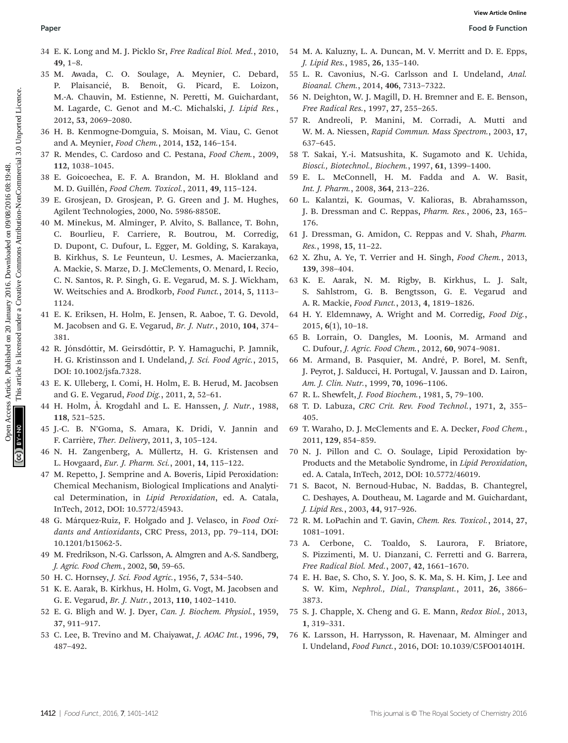34 E. K. Long and M. J. Picklo Sr, *Free Radical Biol. Med.*, 2010, **49**, 1–8.

35 M. Awada, C. O. Soulage, A. Meynier, C. Debard, P. Plaisancié, B. Benoit, G. Picard, E. Loizon, M.-A. Chauvin, M. Estienne, N. Peretti, M. Guichardant, M. Lagarde, C. Genot and M.-C. Michalski, *J. Lipid Res.*, 2012, **53**, 2069–2080.

36 H. B. Kenmogne-Domguia, S. Moisan, M. Viau, C. Genot and A. Meynier, *Food Chem.*, 2014, **152**, 146–154.

37 R. Mendes, C. Cardoso and C. Pestana, *Food Chem.*, 2009, **112**, 1038–1045.

38 E. Goicoechea, E. F. A. Brandon, M. H. Blokland and M. D. Guillén, *Food Chem. Toxicol.*, 2011, **49**, 115–124.

39 E. Grosjean, D. Grosjean, P. G. Green and J. M. Hughes, Agilent Technologies, 2000, No. 5986-8850E.

40 M. Minekus, M. Alminger, P. Alvito, S. Ballance, T. Bohn, C. Bourlieu, F. Carriere, R. Boutrou, M. Corredig, D. Dupont, C. Dufour, L. Egger, M. Golding, S. Karakaya, B. Kirkhus, S. Le Feunteun, U. Lesmes, A. Macierzanka, A. Mackie, S. Marze, D. J. McClements, O. Menard, I. Recio, C. N. Santos, R. P. Singh, G. E. Vegarud, M. S. J. Wickham, W. Weitschies and A. Brodkorb, *Food Funct.*, 2014, **5**, 1113–1124.

41 E. K. Eriksen, H. Holm, E. Jensen, R. Aaboe, T. G. Devold, M. Jacobsen and G. E. Vegarud, *Br. J. Nutr.*, 2010, **104**, 374–381.

42 R. Jónsdóttir, M. Geirsdóttir, P. Y. Hamaguchi, P. Jamnik, H. G. Kristinsson and I. Undeland, *J. Sci. Food Agric.*, 2015, DOI: 10.1002/jsfa.7328.

43 E. K. Ulleberg, I. Comi, H. Holm, E. B. Herud, M. Jacobsen and G. E. Vegarud, *Food Dig.*, 2011, **2**, 52–61.

44 H. Holm, Å. Krogdahl and L. E. Hanssen, *J. Nutr.*, 1988, **118**, 521–525.

45 J.-C. B. N'Goma, S. Amara, K. Dridi, V. Jannin and F. Carrière, *Ther. Delivery*, 2011, **3**, 105–124.

46 N. H. Zangenberg, A. Müllertz, H. G. Kristensen and L. Hovgaard, *Eur. J. Pharm. Sci.*, 2001, **14**, 115–122.

47 M. Repetto, J. Semprine and A. Boveris, Lipid Peroxidation: Chemical Mechanism, Biological Implications and Analytical Determination, in *Lipid Peroxidation*, ed. A. Catala, InTech, 2012, DOI: 10.5772/45943.

48 G. Márquez-Ruiz, F. Holgado and J. Velasco, in *Food Oxidants and Antioxidants*, CRC Press, 2013, pp. 79–114, DOI: 10.1201/b15062-5.

49 M. Fredrikson, N.-G. Carlsson, A. Almgren and A.-S. Sandberg, *J. Agric. Food Chem.*, 2002, **50**, 59–65.

50 H. C. Hornsey, *J. Sci. Food Agric.*, 1956, **7**, 534–540.

51 K. E. Aarak, B. Kirkhus, H. Holm, G. Vogt, M. Jacobsen and G. E. Vegarud, *Br. J. Nutr.*, 2013, **110**, 1402–1410.

52 E. G. Bligh and W. J. Dyer, *Can. J. Biochem. Physiol.*, 1959, **37**, 911–917.

53 C. Lee, B. Trevino and M. Chaiyawat, *J. AOAC Int.*, 1996, **79**, 487–492.

54 M. A. Kaluzny, L. A. Duncan, M. V. Merritt and D. E. Epps, *J. Lipid Res.*, 1985, **26**, 135–140.

55 L. R. Cavonius, N.-G. Carlsson and I. Undeland, *Anal. Bioanal. Chem.*, 2014, **406**, 7313–7322.

56 N. Deighton, W. J. Magill, D. H. Bremner and E. E. Benson, *Free Radical Res.*, 1997, **27**, 255–265.

57 R. Andreoli, P. Manini, M. Corradi, A. Mutti and W. M. A. Niessen, *Rapid Commun. Mass Spectrom.*, 2003, **17**, 637–645.

58 T. Sakai, Y.-i. Matsushita, K. Sugamoto and K. Uchida, *Biosci., Biotechnol., Biochem.*, 1997, **61**, 1399–1400.

59 E. L. McConnell, H. M. Fadda and A. W. Basit, *Int. J. Pharm.*, 2008, **364**, 213–226.

60 L. Kalantzi, K. Goumas, V. Kalioras, B. Abrahamsson, J. B. Dressman and C. Reppas, *Pharm. Res.*, 2006, **23**, 165–176.

61 J. Dressman, G. Amidon, C. Reppas and V. Shah, *Pharm. Res.*, 1998, **15**, 11–22.

62 X. Zhu, A. Ye, T. Verrier and H. Singh, *Food Chem.*, 2013, **139**, 398–404.

63 K. E. Aarak, N. M. Rigby, B. Kirkhus, L. J. Salt, S. Sahlstrom, G. B. Bengtsson, G. E. Vegarud and A. R. Mackie, *Food Funct.*, 2013, **4**, 1819–1826.

64 H. Y. Eldemnawy, A. Wright and M. Corredig, *Food Dig.*, 2015, **6**(1), 10–18.

65 B. Lorrain, O. Dangles, M. Loonis, M. Armand and C. Dufour, *J. Agric. Food Chem.*, 2012, **60**, 9074–9081.

66 M. Armand, B. Pasquier, M. André, P. Borel, M. Senft, J. Peyrot, J. Salducci, H. Portugal, V. Jaussan and D. Lairon, *Am. J. Clin. Nutr.*, 1999, **70**, 1096–1106.

67 R. L. Shewfelt, *J. Food Biochem.*, 1981, **5**, 79–100.

68 T. D. Labuza, *CRC Crit. Rev. Food Technol.*, 1971, **2**, 355–405.

69 T. Waraho, D. J. McClements and E. A. Decker, *Food Chem.*, 2011, **129**, 854–859.

70 N. J. Pillon and C. O. Soulage, Lipid Peroxidation by-Products and the Metabolic Syndrome, in *Lipid Peroxidation*, ed. A. Catala, InTech, 2012, DOI: 10.5772/46019.

71 S. Bacot, N. Bernoud-Hubac, N. Baddas, B. Chantegrel, C. Deshayes, A. Doutheau, M. Lagarde and M. Guichardant, *J. Lipid Res.*, 2003, **44**, 917–926.

72 R. M. LoPachin and T. Gavin, *Chem. Res. Toxicol.*, 2014, **27**, 1081–1091.

73 A. Cerbone, C. Toaldo, S. Laurora, F. Briatore, S. Pizzimenti, M. U. Dianzani, C. Ferretti and G. Barrera, *Free Radical Biol. Med.*, 2007, **42**, 1661–1670.

74 E. H. Bae, S. Cho, S. Y. Joo, S. K. Ma, S. H. Kim, J. Lee and S. W. Kim, *Nephrol., Dial., Transplant.*, 2011, **26**, 3866–3873.

75 S. J. Chapple, X. Cheng and G. E. Mann, *Redox Biol.*, 2013, **1**, 319–331.

76 K. Larsson, H. Harrysson, R. Havenaar, M. Alminger and I. Undeland, *Food Funct.*, 2016, DOI: 10.1039/C5FO01401H.